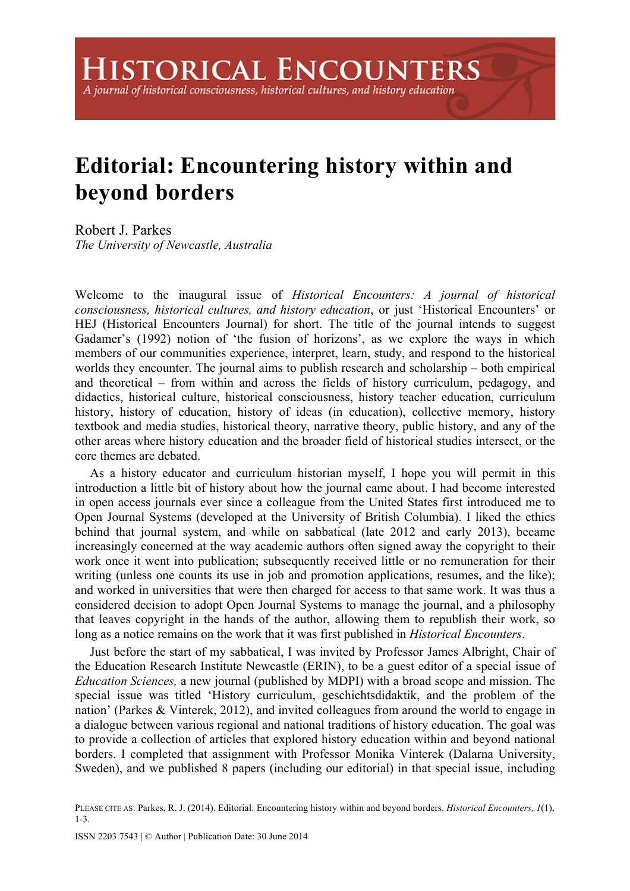# Editorial: Encountering history within and beyond borders

Robert J. Parkes
*The University of Newcastle, Australia*

Welcome to the inaugural issue of *Historical Encounters: A journal of historical consciousness, historical cultures, and history education*, or just 'Historical Encounters' or HEJ (Historical Encounters Journal) for short. The title of the journal intends to suggest Gadamer's (1992) notion of 'the fusion of horizons', as we explore the ways in which members of our communities experience, interpret, learn, study, and respond to the historical worlds they encounter. The journal aims to publish research and scholarship – both empirical and theoretical – from within and across the fields of history curriculum, pedagogy, and didactics, historical culture, historical consciousness, history teacher education, curriculum history, history of education, history of ideas (in education), collective memory, history textbook and media studies, historical theory, narrative theory, public history, and any of the other areas where history education and the broader field of historical studies intersect, or the core themes are debated.

As a history educator and curriculum historian myself, I hope you will permit in this introduction a little bit of history about how the journal came about. I had become interested in open access journals ever since a colleague from the United States first introduced me to Open Journal Systems (developed at the University of British Columbia). I liked the ethics behind that journal system, and while on sabbatical (late 2012 and early 2013), became increasingly concerned at the way academic authors often signed away the copyright to their work once it went into publication; subsequently received little or no remuneration for their writing (unless one counts its use in job and promotion applications, resumes, and the like); and worked in universities that were then charged for access to that same work. It was thus a considered decision to adopt Open Journal Systems to manage the journal, and a philosophy that leaves copyright in the hands of the author, allowing them to republish their work, so long as a notice remains on the work that it was first published in *Historical Encounters*.

Just before the start of my sabbatical, I was invited by Professor James Albright, Chair of the Education Research Institute Newcastle (ERIN), to be a guest editor of a special issue of *Education Sciences,* a new journal (published by MDPI) with a broad scope and mission. The special issue was titled 'History curriculum, geschichtsdidaktik, and the problem of the nation' (Parkes & Vinterek, 2012), and invited colleagues from around the world to engage in a dialogue between various regional and national traditions of history education. The goal was to provide a collection of articles that explored history education within and beyond national borders. I completed that assignment with Professor Monika Vinterek (Dalarna University, Sweden), and we published 8 papers (including our editorial) in that special issue, including

PLEASE CITE AS: Parkes, R. J. (2014). Editorial: Encountering history within and beyond borders. *Historical Encounters, 1*(1), 1-3.

ISSN 2203 7543 | © Author | Publication Date: 30 June 2014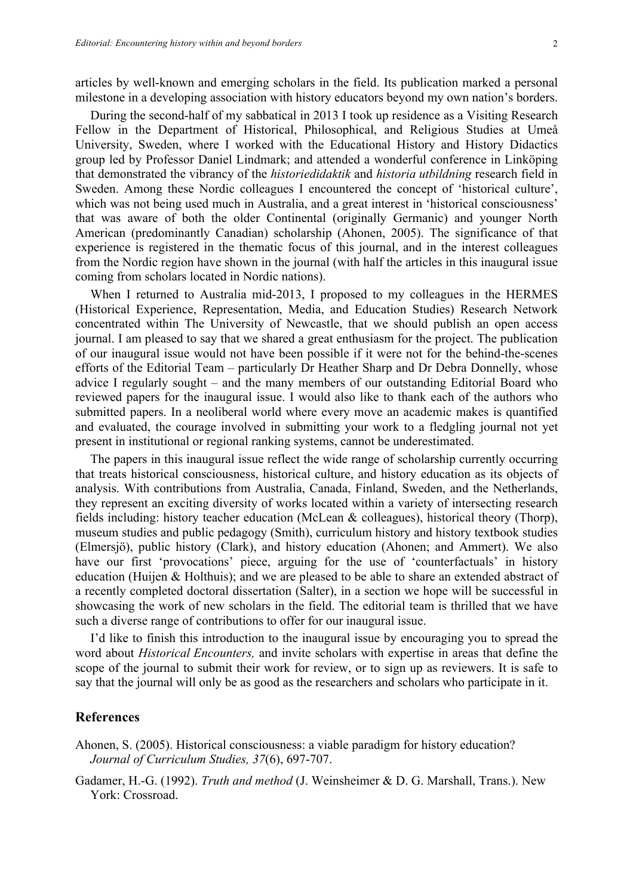articles by well-known and emerging scholars in the field. Its publication marked a personal milestone in a developing association with history educators beyond my own nation's borders.

During the second-half of my sabbatical in 2013 I took up residence as a Visiting Research Fellow in the Department of Historical, Philosophical, and Religious Studies at Umeå University, Sweden, where I worked with the Educational History and History Didactics group led by Professor Daniel Lindmark; and attended a wonderful conference in Linköping that demonstrated the vibrancy of the *historiedidaktik* and *historia utbildning* research field in Sweden. Among these Nordic colleagues I encountered the concept of 'historical culture', which was not being used much in Australia, and a great interest in 'historical consciousness' that was aware of both the older Continental (originally Germanic) and younger North American (predominantly Canadian) scholarship (Ahonen, 2005). The significance of that experience is registered in the thematic focus of this journal, and in the interest colleagues from the Nordic region have shown in the journal (with half the articles in this inaugural issue coming from scholars located in Nordic nations).

When I returned to Australia mid-2013, I proposed to my colleagues in the HERMES (Historical Experience, Representation, Media, and Education Studies) Research Network concentrated within The University of Newcastle, that we should publish an open access journal. I am pleased to say that we shared a great enthusiasm for the project. The publication of our inaugural issue would not have been possible if it were not for the behind-the-scenes efforts of the Editorial Team – particularly Dr Heather Sharp and Dr Debra Donnelly, whose advice I regularly sought – and the many members of our outstanding Editorial Board who reviewed papers for the inaugural issue. I would also like to thank each of the authors who submitted papers. In a neoliberal world where every move an academic makes is quantified and evaluated, the courage involved in submitting your work to a fledgling journal not yet present in institutional or regional ranking systems, cannot be underestimated.

The papers in this inaugural issue reflect the wide range of scholarship currently occurring that treats historical consciousness, historical culture, and history education as its objects of analysis. With contributions from Australia, Canada, Finland, Sweden, and the Netherlands, they represent an exciting diversity of works located within a variety of intersecting research fields including: history teacher education (McLean & colleagues), historical theory (Thorp), museum studies and public pedagogy (Smith), curriculum history and history textbook studies (Elmersjö), public history (Clark), and history education (Ahonen; and Ammert). We also have our first 'provocations' piece, arguing for the use of 'counterfactuals' in history education (Huijen & Holthuis); and we are pleased to be able to share an extended abstract of a recently completed doctoral dissertation (Salter), in a section we hope will be successful in showcasing the work of new scholars in the field. The editorial team is thrilled that we have such a diverse range of contributions to offer for our inaugural issue.

I'd like to finish this introduction to the inaugural issue by encouraging you to spread the word about *Historical Encounters,* and invite scholars with expertise in areas that define the scope of the journal to submit their work for review, or to sign up as reviewers. It is safe to say that the journal will only be as good as the researchers and scholars who participate in it.

## References

Ahonen, S. (2005). Historical consciousness: a viable paradigm for history education? *Journal of Curriculum Studies, 37*(6), 697-707.

Gadamer, H.-G. (1992). *Truth and method* (J. Weinsheimer & D. G. Marshall, Trans.). New York: Crossroad.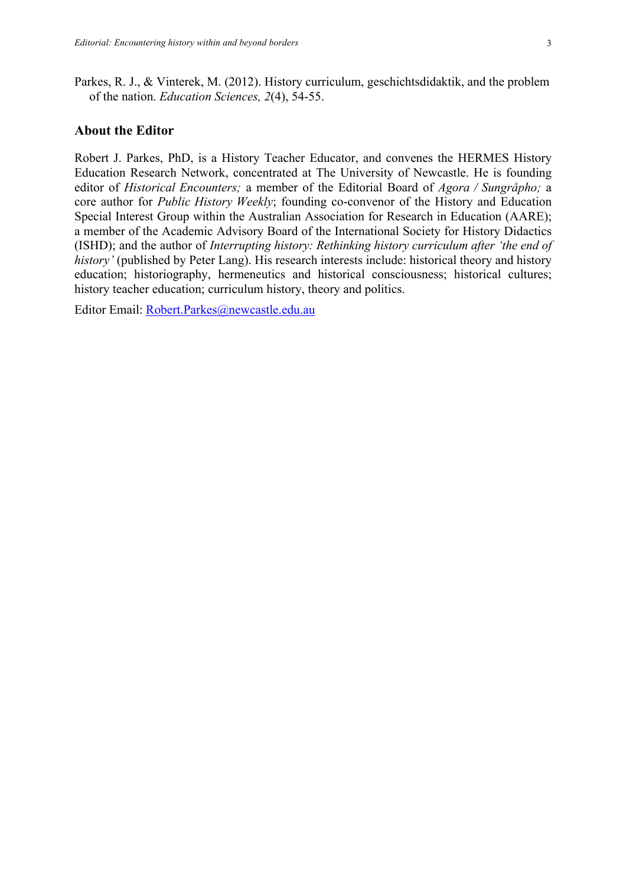Parkes, R. J., & Vinterek, M. (2012). History curriculum, geschichtsdidaktik, and the problem of the nation. *Education Sciences, 2*(4), 54-55.

## About the Editor

Robert J. Parkes, PhD, is a History Teacher Educator, and convenes the HERMES History Education Research Network, concentrated at The University of Newcastle. He is founding editor of *Historical Encounters;* a member of the Editorial Board of *Agora / Sungråpho;* a core author for *Public History Weekly*; founding co-convenor of the History and Education Special Interest Group within the Australian Association for Research in Education (AARE); a member of the Academic Advisory Board of the International Society for History Didactics (ISHD); and the author of *Interrupting history: Rethinking history curriculum after 'the end of history'* (published by Peter Lang). His research interests include: historical theory and history education; historiography, hermeneutics and historical consciousness; historical cultures; history teacher education; curriculum history, theory and politics.

Editor Email: Robert.Parkes@newcastle.edu.au